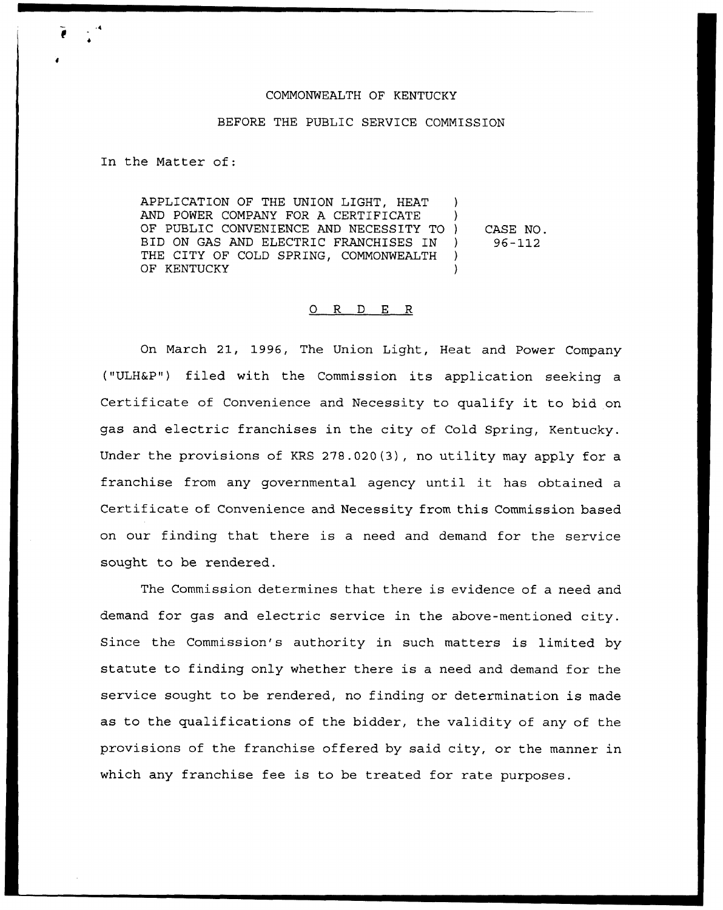COMMONWEALTH OF KENTUCKY

BEFORE THE PUBLIC SERVICE COMMISSION

In the Matter of:

| | | |
|---|---|---|
| APPLICATION OF THE UNION LIGHT, HEAT AND POWER COMPANY FOR A CERTIFICATE OF PUBLIC CONVENIENCE AND NECESSITY TO BID ON GAS AND ELECTRIC FRANCHISES IN THE CITY OF COLD SPRING, COMMONWEALTH OF KENTUCKY | ) | CASE NO. 96-112 |

## O R D E R

On March 21, 1996, The Union Light, Heat and Power Company ("ULH&P") filed with the Commission its application seeking a Certificate of Convenience and Necessity to qualify it to bid on gas and electric franchises in the city of Cold Spring, Kentucky. Under the provisions of KRS 278.020(3), no utility may apply for a franchise from any governmental agency until it has obtained a Certificate of Convenience and Necessity from this Commission based on our finding that there is a need and demand for the service sought to be rendered.

The Commission determines that there is evidence of a need and demand for gas and electric service in the above-mentioned city. Since the Commission's authority in such matters is limited by statute to finding only whether there is a need and demand for the service sought to be rendered, no finding or determination is made as to the qualifications of the bidder, the validity of any of the provisions of the franchise offered by said city, or the manner in which any franchise fee is to be treated for rate purposes.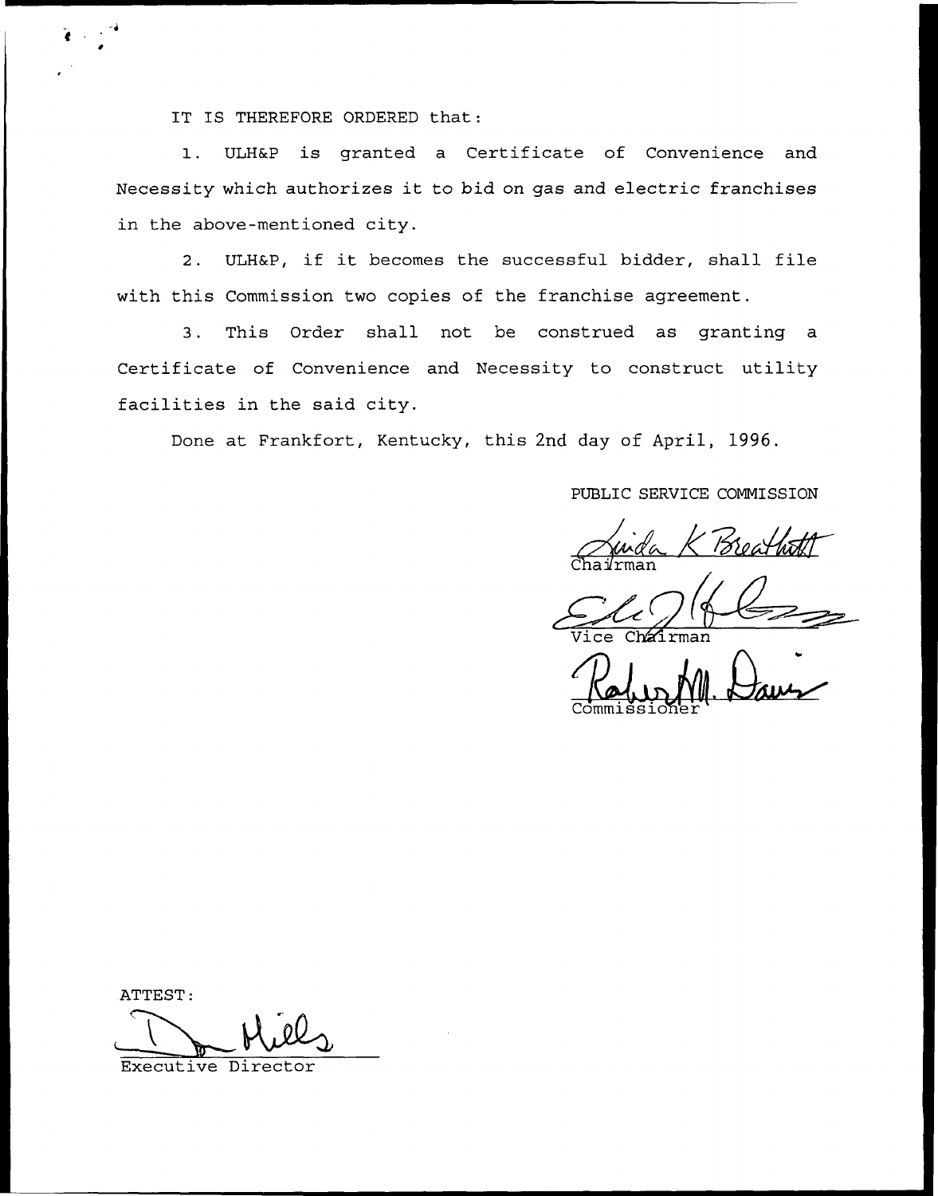IT IS THEREFORE ORDERED that:

1. ULH&P is granted a Certificate of Convenience and Necessity which authorizes it to bid on gas and electric franchises in the above-mentioned city.

2. ULH&P, if it becomes the successful bidder, shall file with this Commission two copies of the franchise agreement.

3. This Order shall not be construed as granting a Certificate of Convenience and Necessity to construct utility facilities in the said city.

Done at Frankfort, Kentucky, this 2nd day of April, 1996.

PUBLIC SERVICE COMMISSION

Linda K Breathitt
Chairman

Vice Chairman

Robert M. Davis
Commissioner

ATTEST:

Executive Director